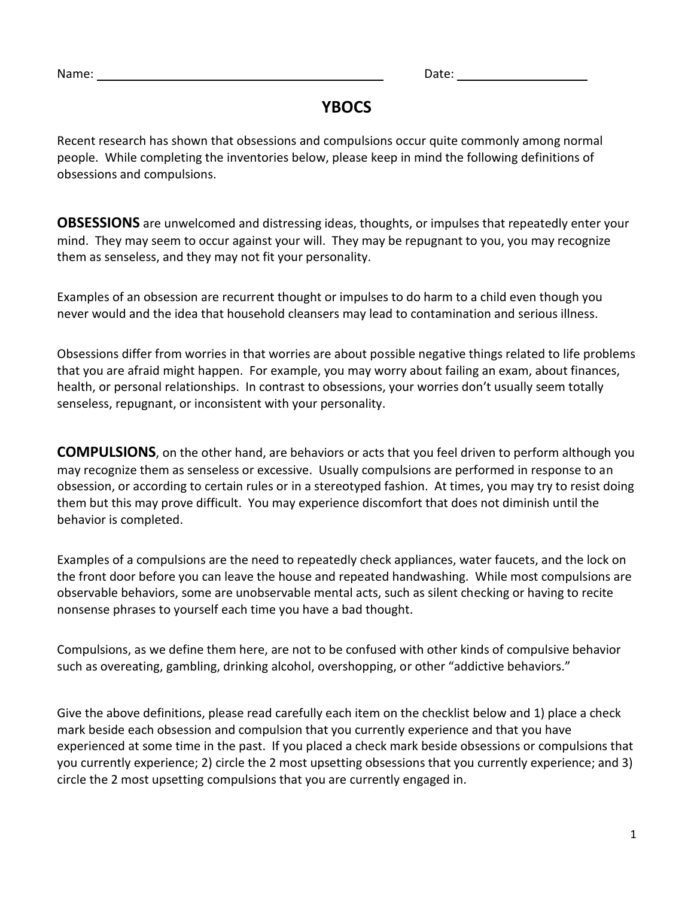Name: ______________________________ Date: ________________

# YBOCS

Recent research has shown that obsessions and compulsions occur quite commonly among normal people. While completing the inventories below, please keep in mind the following definitions of obsessions and compulsions.

**OBSESSIONS** are unwelcomed and distressing ideas, thoughts, or impulses that repeatedly enter your mind. They may seem to occur against your will. They may be repugnant to you, you may recognize them as senseless, and they may not fit your personality.

Examples of an obsession are recurrent thought or impulses to do harm to a child even though you never would and the idea that household cleansers may lead to contamination and serious illness.

Obsessions differ from worries in that worries are about possible negative things related to life problems that you are afraid might happen. For example, you may worry about failing an exam, about finances, health, or personal relationships. In contrast to obsessions, your worries don't usually seem totally senseless, repugnant, or inconsistent with your personality.

**COMPULSIONS**, on the other hand, are behaviors or acts that you feel driven to perform although you may recognize them as senseless or excessive. Usually compulsions are performed in response to an obsession, or according to certain rules or in a stereotyped fashion. At times, you may try to resist doing them but this may prove difficult. You may experience discomfort that does not diminish until the behavior is completed.

Examples of a compulsions are the need to repeatedly check appliances, water faucets, and the lock on the front door before you can leave the house and repeated handwashing. While most compulsions are observable behaviors, some are unobservable mental acts, such as silent checking or having to recite nonsense phrases to yourself each time you have a bad thought.

Compulsions, as we define them here, are not to be confused with other kinds of compulsive behavior such as overeating, gambling, drinking alcohol, overshopping, or other "addictive behaviors."

Give the above definitions, please read carefully each item on the checklist below and 1) place a check mark beside each obsession and compulsion that you currently experience and that you have experienced at some time in the past. If you placed a check mark beside obsessions or compulsions that you currently experience; 2) circle the 2 most upsetting obsessions that you currently experience; and 3) circle the 2 most upsetting compulsions that you are currently engaged in.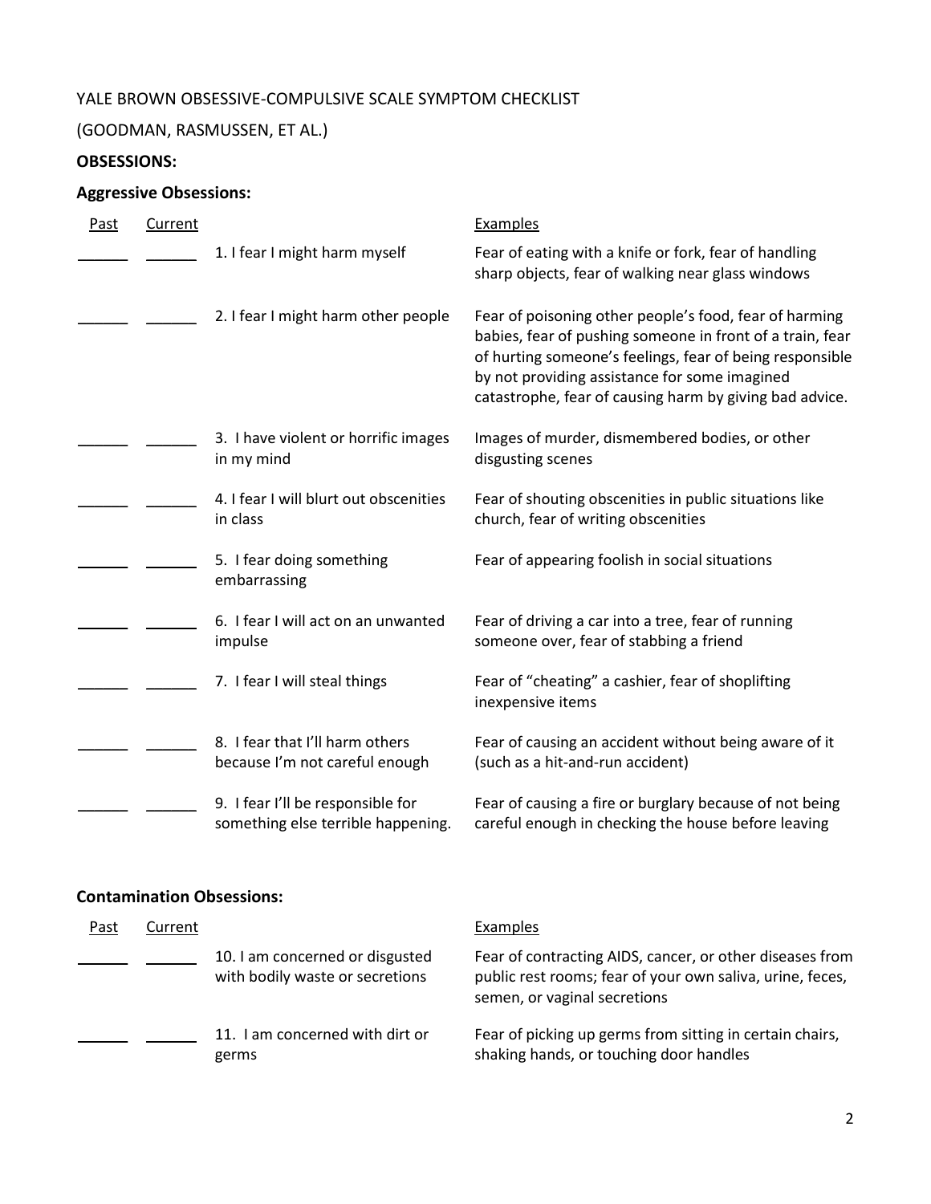YALE BROWN OBSESSIVE-COMPULSIVE SCALE SYMPTOM CHECKLIST

(GOODMAN, RASMUSSEN, ET AL.)

**OBSESSIONS:**

**Aggressive Obsessions:**

| Past | Current | | Examples |
|---|---|---|---|
| ______ | ______ | 1. I fear I might harm myself | Fear of eating with a knife or fork, fear of handling sharp objects, fear of walking near glass windows |
| ______ | ______ | 2. I fear I might harm other people | Fear of poisoning other people's food, fear of harming babies, fear of pushing someone in front of a train, fear of hurting someone's feelings, fear of being responsible by not providing assistance for some imagined catastrophe, fear of causing harm by giving bad advice. |
| ______ | ______ | 3. I have violent or horrific images in my mind | Images of murder, dismembered bodies, or other disgusting scenes |
| ______ | ______ | 4. I fear I will blurt out obscenities in class | Fear of shouting obscenities in public situations like church, fear of writing obscenities |
| ______ | ______ | 5. I fear doing something embarrassing | Fear of appearing foolish in social situations |
| ______ | ______ | 6. I fear I will act on an unwanted impulse | Fear of driving a car into a tree, fear of running someone over, fear of stabbing a friend |
| ______ | ______ | 7. I fear I will steal things | Fear of "cheating" a cashier, fear of shoplifting inexpensive items |
| ______ | ______ | 8. I fear that I'll harm others because I'm not careful enough | Fear of causing an accident without being aware of it (such as a hit-and-run accident) |
| ______ | ______ | 9. I fear I'll be responsible for something else terrible happening. | Fear of causing a fire or burglary because of not being careful enough in checking the house before leaving |

**Contamination Obsessions:**

| Past | Current | | Examples |
|---|---|---|---|
| ______ | ______ | 10. I am concerned or disgusted with bodily waste or secretions | Fear of contracting AIDS, cancer, or other diseases from public rest rooms; fear of your own saliva, urine, feces, semen, or vaginal secretions |
| ______ | ______ | 11. I am concerned with dirt or germs | Fear of picking up germs from sitting in certain chairs, shaking hands, or touching door handles |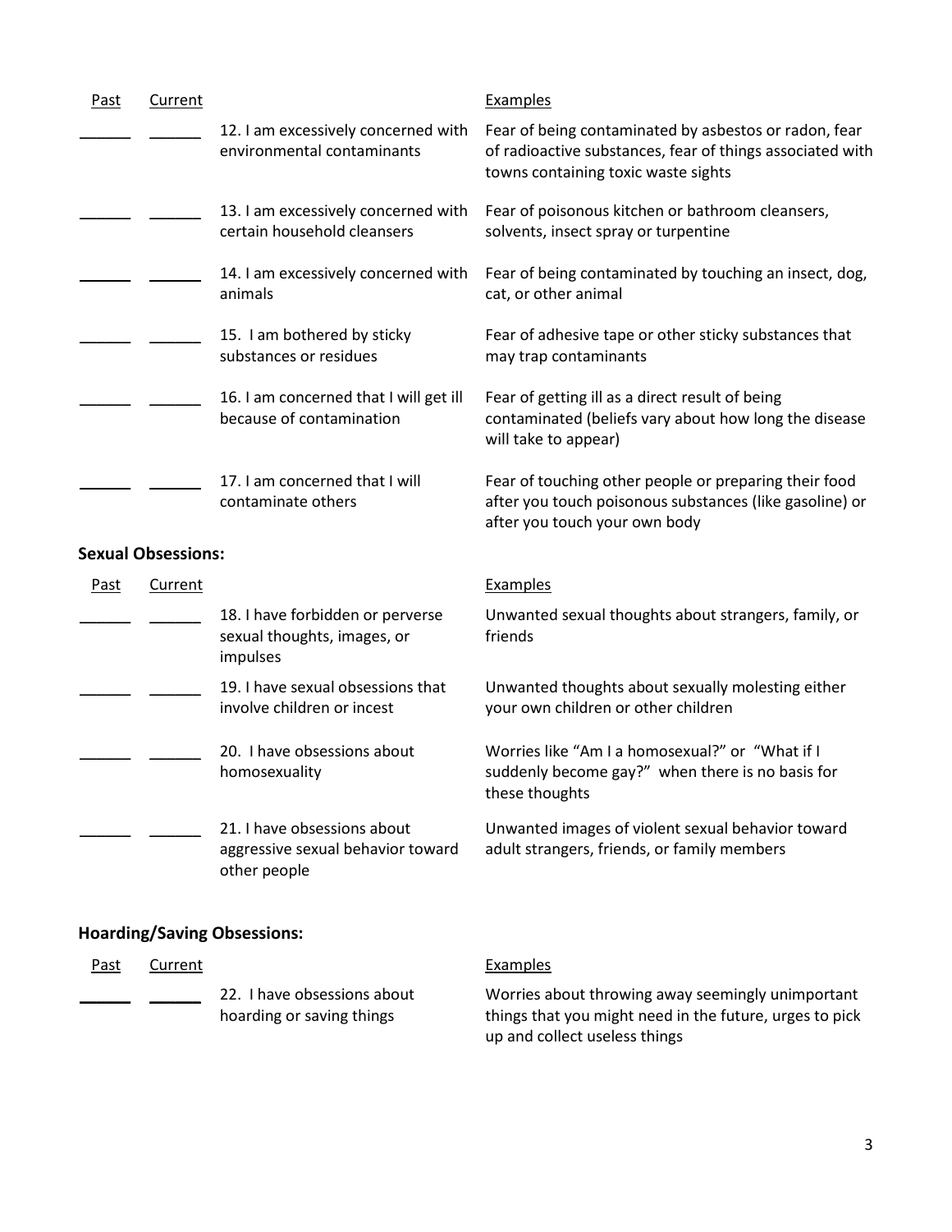| Past | Current | | Examples |
| --- | --- | --- | --- |
| ______ | ______ | 12. I am excessively concerned with environmental contaminants | Fear of being contaminated by asbestos or radon, fear of radioactive substances, fear of things associated with towns containing toxic waste sights |
| ______ | ______ | 13. I am excessively concerned with certain household cleansers | Fear of poisonous kitchen or bathroom cleansers, solvents, insect spray or turpentine |
| ______ | ______ | 14. I am excessively concerned with animals | Fear of being contaminated by touching an insect, dog, cat, or other animal |
| ______ | ______ | 15. I am bothered by sticky substances or residues | Fear of adhesive tape or other sticky substances that may trap contaminants |
| ______ | ______ | 16. I am concerned that I will get ill because of contamination | Fear of getting ill as a direct result of being contaminated (beliefs vary about how long the disease will take to appear) |
| ______ | ______ | 17. I am concerned that I will contaminate others | Fear of touching other people or preparing their food after you touch poisonous substances (like gasoline) or after you touch your own body |

**Sexual Obsessions:**

| Past | Current | | Examples |
| --- | --- | --- | --- |
| ______ | ______ | 18. I have forbidden or perverse sexual thoughts, images, or impulses | Unwanted sexual thoughts about strangers, family, or friends |
| ______ | ______ | 19. I have sexual obsessions that involve children or incest | Unwanted thoughts about sexually molesting either your own children or other children |
| ______ | ______ | 20. I have obsessions about homosexuality | Worries like "Am I a homosexual?" or "What if I suddenly become gay?" when there is no basis for these thoughts |
| ______ | ______ | 21. I have obsessions about aggressive sexual behavior toward other people | Unwanted images of violent sexual behavior toward adult strangers, friends, or family members |

**Hoarding/Saving Obsessions:**

| Past | Current | | Examples |
| --- | --- | --- | --- |
| ______ | ______ | 22. I have obsessions about hoarding or saving things | Worries about throwing away seemingly unimportant things that you might need in the future, urges to pick up and collect useless things |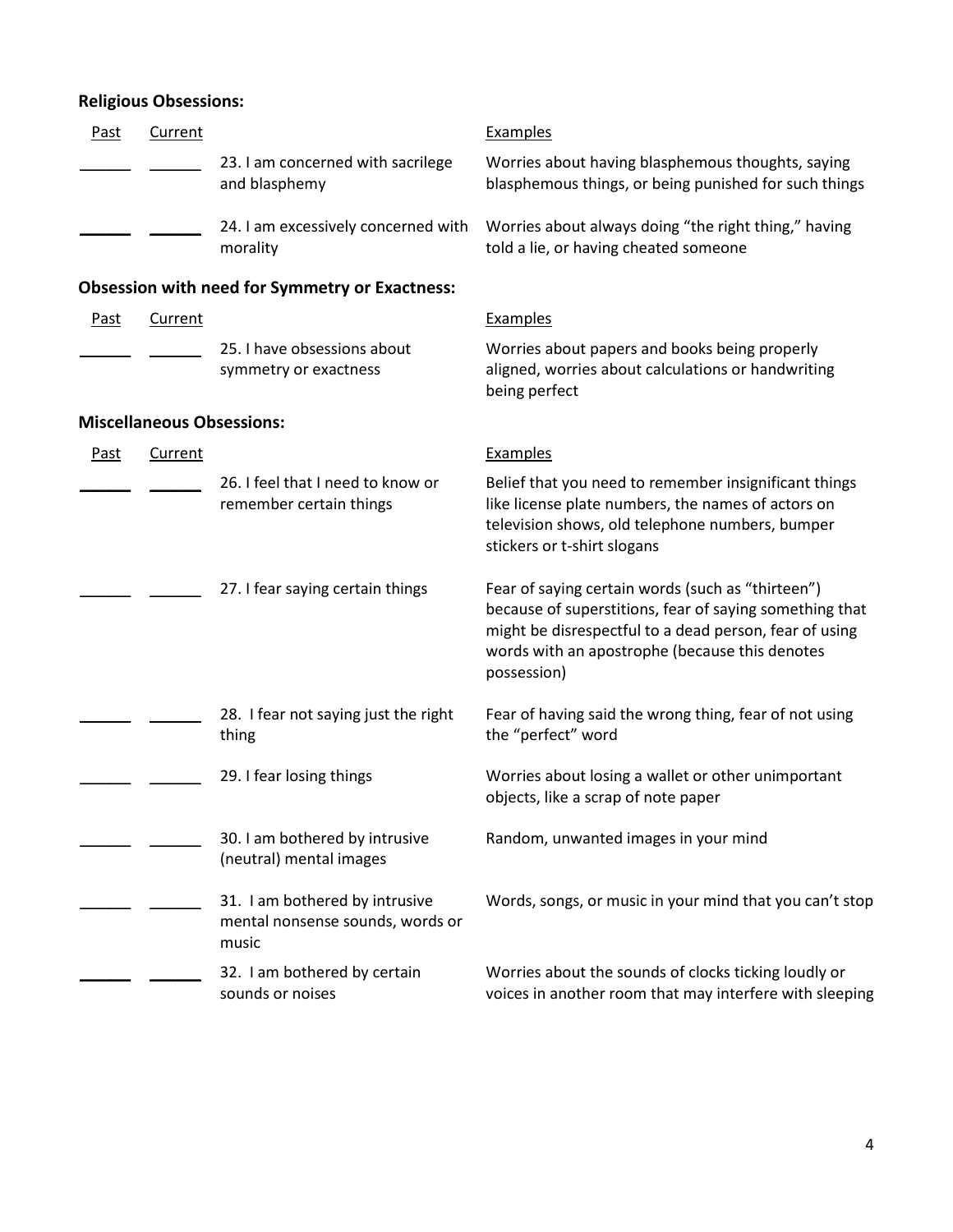**Religious Obsessions:**

| Past | Current | | Examples |
|---|---|---|---|
| ______ | ______ | 23. I am concerned with sacrilege and blasphemy | Worries about having blasphemous thoughts, saying blasphemous things, or being punished for such things |
| ______ | ______ | 24. I am excessively concerned with morality | Worries about always doing "the right thing," having told a lie, or having cheated someone |

**Obsession with need for Symmetry or Exactness:**

| Past | Current | | Examples |
|---|---|---|---|
| ______ | ______ | 25. I have obsessions about symmetry or exactness | Worries about papers and books being properly aligned, worries about calculations or handwriting being perfect |

**Miscellaneous Obsessions:**

| Past | Current | | Examples |
|---|---|---|---|
| ______ | ______ | 26. I feel that I need to know or remember certain things | Belief that you need to remember insignificant things like license plate numbers, the names of actors on television shows, old telephone numbers, bumper stickers or t-shirt slogans |
| ______ | ______ | 27. I fear saying certain things | Fear of saying certain words (such as "thirteen") because of superstitions, fear of saying something that might be disrespectful to a dead person, fear of using words with an apostrophe (because this denotes possession) |
| ______ | ______ | 28. I fear not saying just the right thing | Fear of having said the wrong thing, fear of not using the "perfect" word |
| ______ | ______ | 29. I fear losing things | Worries about losing a wallet or other unimportant objects, like a scrap of note paper |
| ______ | ______ | 30. I am bothered by intrusive (neutral) mental images | Random, unwanted images in your mind |
| ______ | ______ | 31. I am bothered by intrusive mental nonsense sounds, words or music | Words, songs, or music in your mind that you can't stop |
| ______ | ______ | 32. I am bothered by certain sounds or noises | Worries about the sounds of clocks ticking loudly or voices in another room that may interfere with sleeping |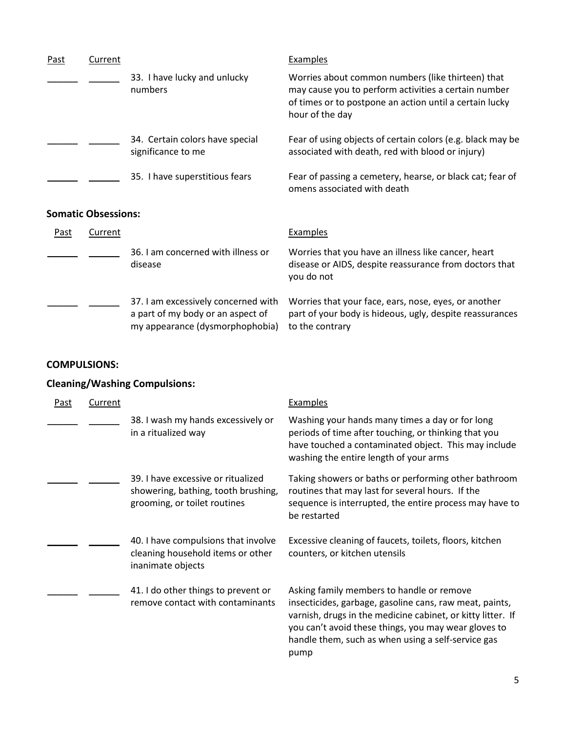| Past | Current | | Examples |
|---|---|---|---|
| ______ | ______ | 33. I have lucky and unlucky numbers | Worries about common numbers (like thirteen) that may cause you to perform activities a certain number of times or to postpone an action until a certain lucky hour of the day |
| ______ | ______ | 34. Certain colors have special significance to me | Fear of using objects of certain colors (e.g. black may be associated with death, red with blood or injury) |
| ______ | ______ | 35. I have superstitious fears | Fear of passing a cemetery, hearse, or black cat; fear of omens associated with death |

**Somatic Obsessions:**

| Past | Current | | Examples |
|---|---|---|---|
| ______ | ______ | 36. I am concerned with illness or disease | Worries that you have an illness like cancer, heart disease or AIDS, despite reassurance from doctors that you do not |
| ______ | ______ | 37. I am excessively concerned with a part of my body or an aspect of my appearance (dysmorphophobia) | Worries that your face, ears, nose, eyes, or another part of your body is hideous, ugly, despite reassurances to the contrary |

**COMPULSIONS:**

**Cleaning/Washing Compulsions:**

| Past | Current | | Examples |
|---|---|---|---|
| ______ | ______ | 38. I wash my hands excessively or in a ritualized way | Washing your hands many times a day or for long periods of time after touching, or thinking that you have touched a contaminated object. This may include washing the entire length of your arms |
| ______ | ______ | 39. I have excessive or ritualized showering, bathing, tooth brushing, grooming, or toilet routines | Taking showers or baths or performing other bathroom routines that may last for several hours. If the sequence is interrupted, the entire process may have to be restarted |
| ______ | ______ | 40. I have compulsions that involve cleaning household items or other inanimate objects | Excessive cleaning of faucets, toilets, floors, kitchen counters, or kitchen utensils |
| ______ | ______ | 41. I do other things to prevent or remove contact with contaminants | Asking family members to handle or remove insecticides, garbage, gasoline cans, raw meat, paints, varnish, drugs in the medicine cabinet, or kitty litter. If you can't avoid these things, you may wear gloves to handle them, such as when using a self-service gas pump |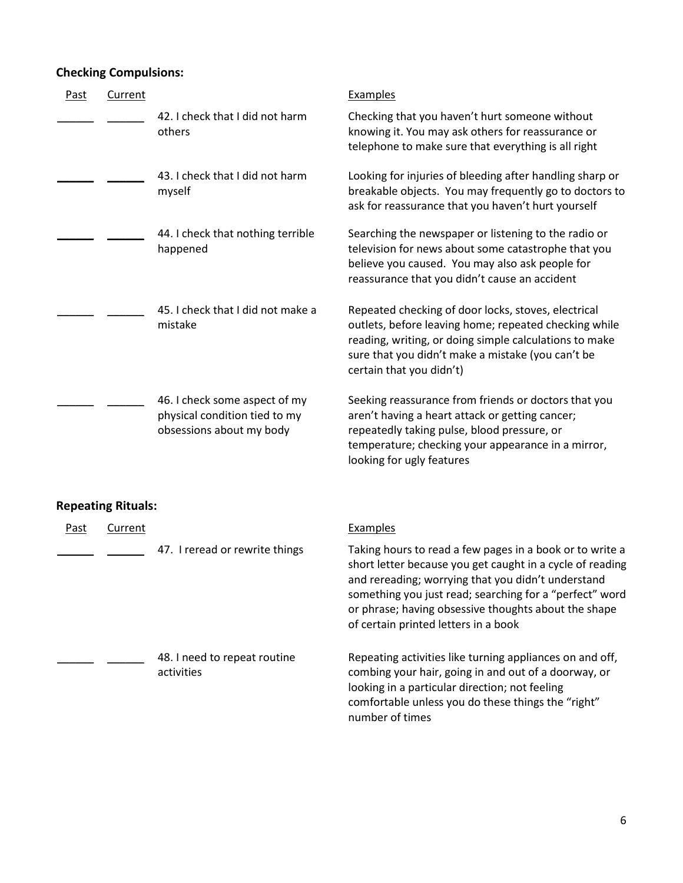**Checking Compulsions:**

| Past | Current | | Examples |
|---|---|---|---|
| ______ | ______ | 42. I check that I did not harm others | Checking that you haven't hurt someone without knowing it. You may ask others for reassurance or telephone to make sure that everything is all right |
| ______ | ______ | 43. I check that I did not harm myself | Looking for injuries of bleeding after handling sharp or breakable objects. You may frequently go to doctors to ask for reassurance that you haven't hurt yourself |
| ______ | ______ | 44. I check that nothing terrible happened | Searching the newspaper or listening to the radio or television for news about some catastrophe that you believe you caused. You may also ask people for reassurance that you didn't cause an accident |
| ______ | ______ | 45. I check that I did not make a mistake | Repeated checking of door locks, stoves, electrical outlets, before leaving home; repeated checking while reading, writing, or doing simple calculations to make sure that you didn't make a mistake (you can't be certain that you didn't) |
| ______ | ______ | 46. I check some aspect of my physical condition tied to my obsessions about my body | Seeking reassurance from friends or doctors that you aren't having a heart attack or getting cancer; repeatedly taking pulse, blood pressure, or temperature; checking your appearance in a mirror, looking for ugly features |

**Repeating Rituals:**

| Past | Current | | Examples |
|---|---|---|---|
| ______ | ______ | 47. I reread or rewrite things | Taking hours to read a few pages in a book or to write a short letter because you get caught in a cycle of reading and rereading; worrying that you didn't understand something you just read; searching for a "perfect" word or phrase; having obsessive thoughts about the shape of certain printed letters in a book |
| ______ | ______ | 48. I need to repeat routine activities | Repeating activities like turning appliances on and off, combing your hair, going in and out of a doorway, or looking in a particular direction; not feeling comfortable unless you do these things the "right" number of times |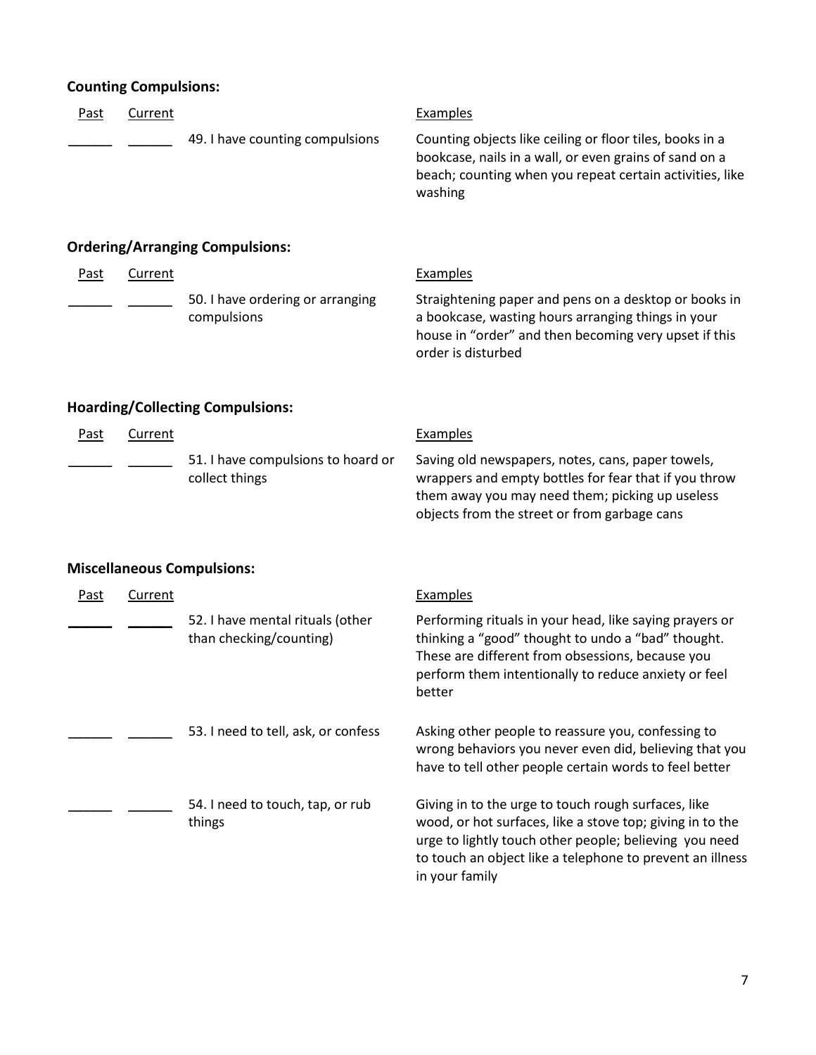**Counting Compulsions:**

| Past | Current | | Examples |
|---|---|---|---|
| ______ | ______ | 49. I have counting compulsions | Counting objects like ceiling or floor tiles, books in a bookcase, nails in a wall, or even grains of sand on a beach; counting when you repeat certain activities, like washing |

**Ordering/Arranging Compulsions:**

| Past | Current | | Examples |
|---|---|---|---|
| ______ | ______ | 50. I have ordering or arranging compulsions | Straightening paper and pens on a desktop or books in a bookcase, wasting hours arranging things in your house in "order" and then becoming very upset if this order is disturbed |

**Hoarding/Collecting Compulsions:**

| Past | Current | | Examples |
|---|---|---|---|
| ______ | ______ | 51. I have compulsions to hoard or collect things | Saving old newspapers, notes, cans, paper towels, wrappers and empty bottles for fear that if you throw them away you may need them; picking up useless objects from the street or from garbage cans |

**Miscellaneous Compulsions:**

| Past | Current | | Examples |
|---|---|---|---|
| ______ | ______ | 52. I have mental rituals (other than checking/counting) | Performing rituals in your head, like saying prayers or thinking a "good" thought to undo a "bad" thought. These are different from obsessions, because you perform them intentionally to reduce anxiety or feel better |
| ______ | ______ | 53. I need to tell, ask, or confess | Asking other people to reassure you, confessing to wrong behaviors you never even did, believing that you have to tell other people certain words to feel better |
| ______ | ______ | 54. I need to touch, tap, or rub things | Giving in to the urge to touch rough surfaces, like wood, or hot surfaces, like a stove top; giving in to the urge to lightly touch other people; believing you need to touch an object like a telephone to prevent an illness in your family |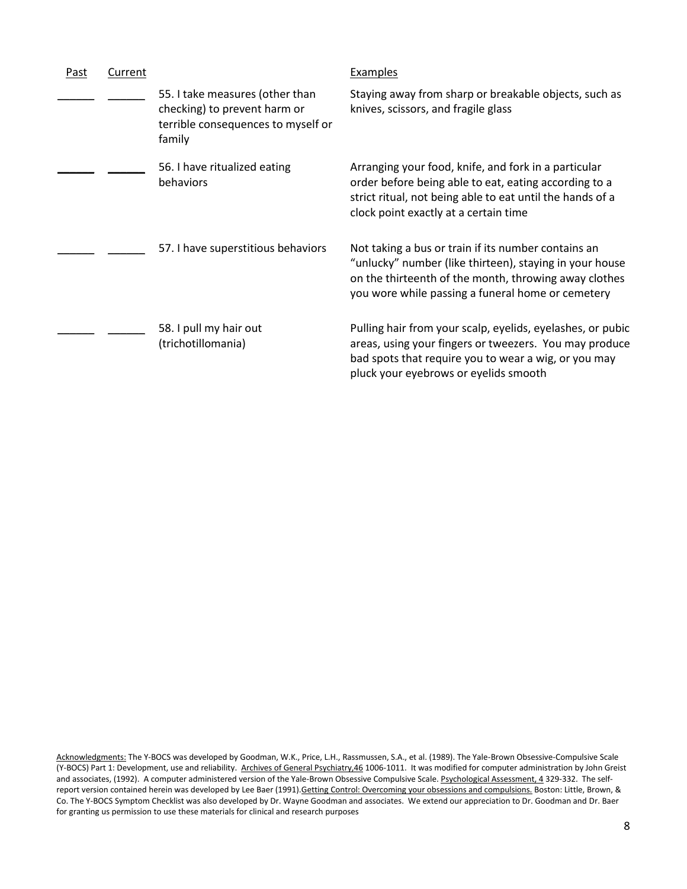| Past | Current | | Examples |
|---|---|---|---|
| ______ | ______ | 55. I take measures (other than checking) to prevent harm or terrible consequences to myself or family | Staying away from sharp or breakable objects, such as knives, scissors, and fragile glass |
| ______ | ______ | 56. I have ritualized eating behaviors | Arranging your food, knife, and fork in a particular order before being able to eat, eating according to a strict ritual, not being able to eat until the hands of a clock point exactly at a certain time |
| ______ | ______ | 57. I have superstitious behaviors | Not taking a bus or train if its number contains an "unlucky" number (like thirteen), staying in your house on the thirteenth of the month, throwing away clothes you wore while passing a funeral home or cemetery |
| ______ | ______ | 58. I pull my hair out (trichotillomania) | Pulling hair from your scalp, eyelids, eyelashes, or pubic areas, using your fingers or tweezers. You may produce bad spots that require you to wear a wig, or you may pluck your eyebrows or eyelids smooth |

Acknowledgments: The Y-BOCS was developed by Goodman, W.K., Price, L.H., Rassmussen, S.A., et al. (1989). The Yale-Brown Obsessive-Compulsive Scale (Y-BOCS) Part 1: Development, use and reliability. Archives of General Psychiatry,46 1006-1011. It was modified for computer administration by John Greist and associates, (1992). A computer administered version of the Yale-Brown Obsessive Compulsive Scale. Psychological Assessment, 4 329-332. The self-report version contained herein was developed by Lee Baer (1991).Getting Control: Overcoming your obsessions and compulsions. Boston: Little, Brown, & Co. The Y-BOCS Symptom Checklist was also developed by Dr. Wayne Goodman and associates. We extend our appreciation to Dr. Goodman and Dr. Baer for granting us permission to use these materials for clinical and research purposes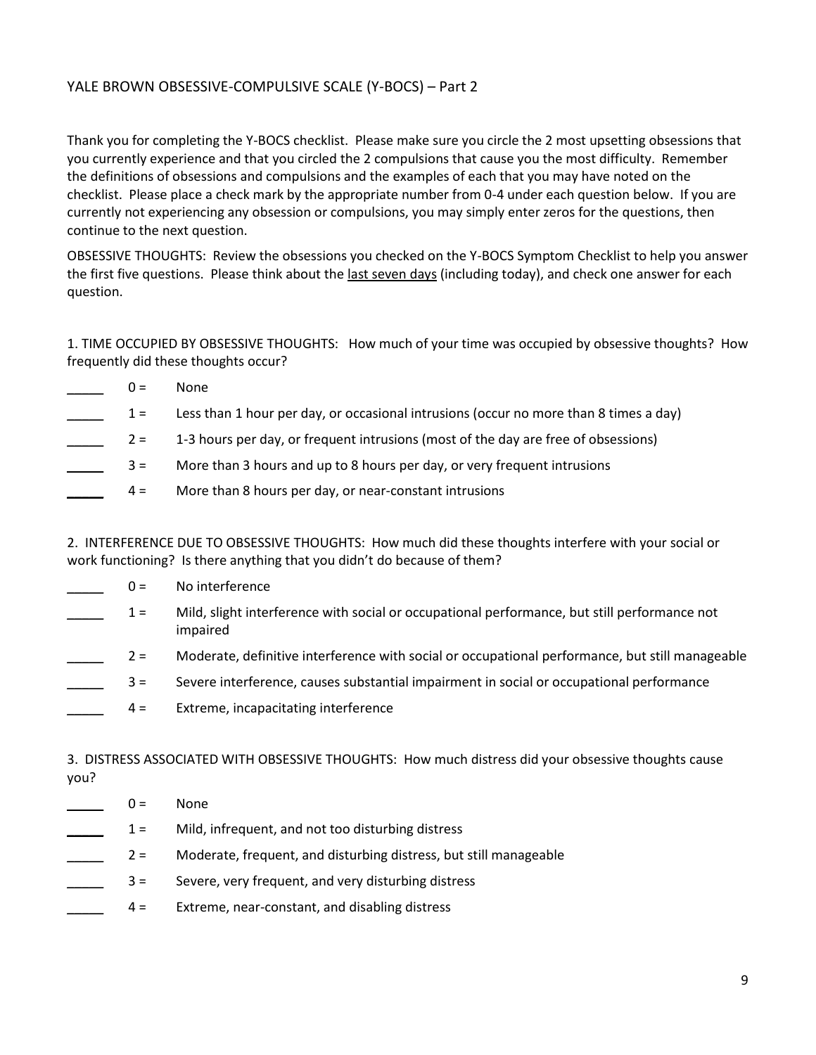## YALE BROWN OBSESSIVE-COMPULSIVE SCALE (Y-BOCS) – Part 2

Thank you for completing the Y-BOCS checklist. Please make sure you circle the 2 most upsetting obsessions that you currently experience and that you circled the 2 compulsions that cause you the most difficulty. Remember the definitions of obsessions and compulsions and the examples of each that you may have noted on the checklist. Please place a check mark by the appropriate number from 0-4 under each question below. If you are currently not experiencing any obsession or compulsions, you may simply enter zeros for the questions, then continue to the next question.

OBSESSIVE THOUGHTS: Review the obsessions you checked on the Y-BOCS Symptom Checklist to help you answer the first five questions. Please think about the <u>last seven days</u> (including today), and check one answer for each question.

1. TIME OCCUPIED BY OBSESSIVE THOUGHTS: How much of your time was occupied by obsessive thoughts? How frequently did these thoughts occur?

_____ 0 = None
_____ 1 = Less than 1 hour per day, or occasional intrusions (occur no more than 8 times a day)
_____ 2 = 1-3 hours per day, or frequent intrusions (most of the day are free of obsessions)
_____ 3 = More than 3 hours and up to 8 hours per day, or very frequent intrusions
_____ 4 = More than 8 hours per day, or near-constant intrusions

2. INTERFERENCE DUE TO OBSESSIVE THOUGHTS: How much did these thoughts interfere with your social or work functioning? Is there anything that you didn't do because of them?

_____ 0 = No interference
_____ 1 = Mild, slight interference with social or occupational performance, but still performance not impaired
_____ 2 = Moderate, definitive interference with social or occupational performance, but still manageable
_____ 3 = Severe interference, causes substantial impairment in social or occupational performance
_____ 4 = Extreme, incapacitating interference

3. DISTRESS ASSOCIATED WITH OBSESSIVE THOUGHTS: How much distress did your obsessive thoughts cause you?

_____ 0 = None
_____ 1 = Mild, infrequent, and not too disturbing distress
_____ 2 = Moderate, frequent, and disturbing distress, but still manageable
_____ 3 = Severe, very frequent, and very disturbing distress
_____ 4 = Extreme, near-constant, and disabling distress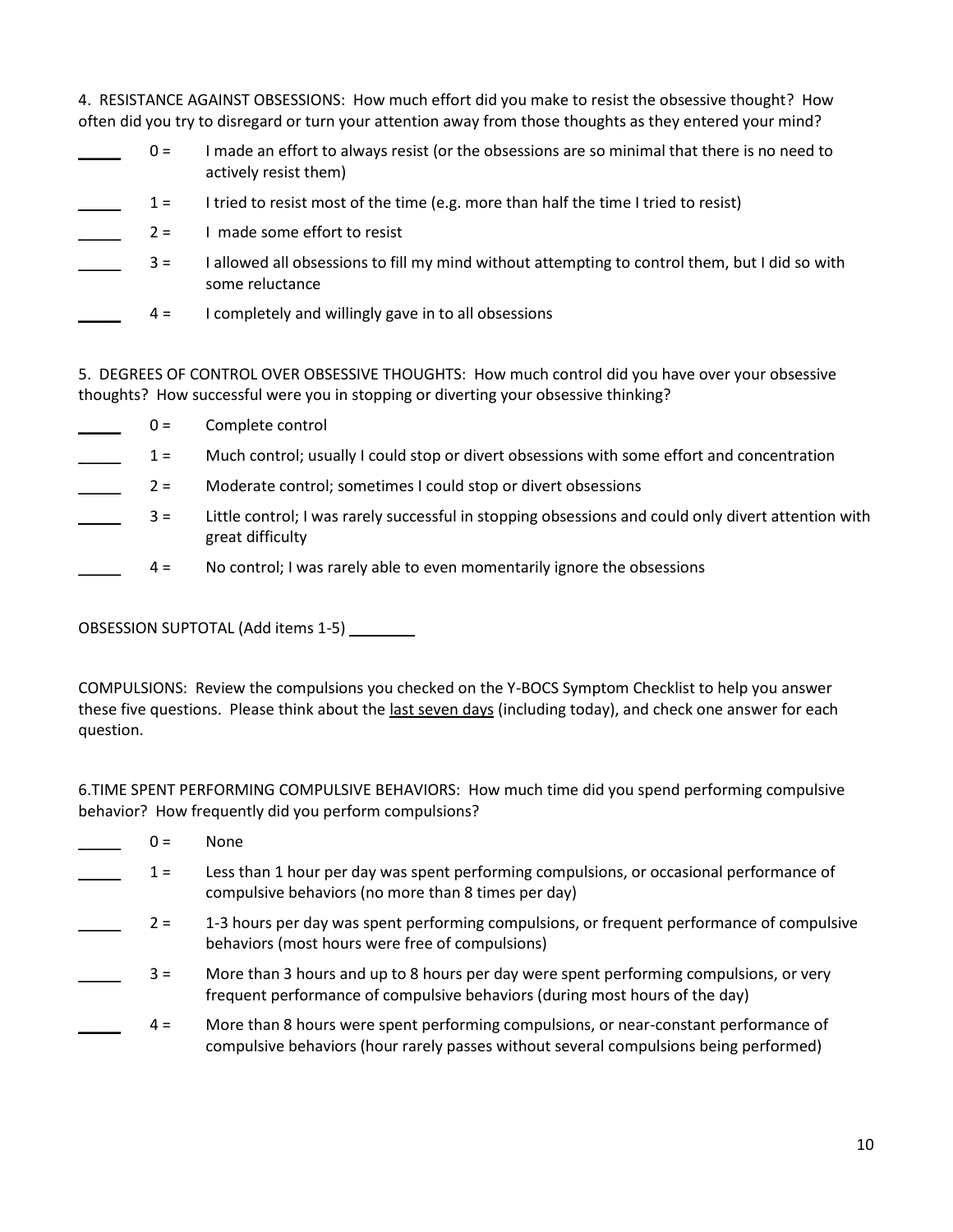4. RESISTANCE AGAINST OBSESSIONS: How much effort did you make to resist the obsessive thought? How often did you try to disregard or turn your attention away from those thoughts as they entered your mind?

_____ 0 = I made an effort to always resist (or the obsessions are so minimal that there is no need to actively resist them)

_____ 1 = I tried to resist most of the time (e.g. more than half the time I tried to resist)

_____ 2 = I made some effort to resist

_____ 3 = I allowed all obsessions to fill my mind without attempting to control them, but I did so with some reluctance

_____ 4 = I completely and willingly gave in to all obsessions

5. DEGREES OF CONTROL OVER OBSESSIVE THOUGHTS: How much control did you have over your obsessive thoughts? How successful were you in stopping or diverting your obsessive thinking?

_____ 0 = Complete control

_____ 1 = Much control; usually I could stop or divert obsessions with some effort and concentration

_____ 2 = Moderate control; sometimes I could stop or divert obsessions

_____ 3 = Little control; I was rarely successful in stopping obsessions and could only divert attention with great difficulty

_____ 4 = No control; I was rarely able to even momentarily ignore the obsessions

OBSESSION SUPTOTAL (Add items 1-5) ________

COMPULSIONS: Review the compulsions you checked on the Y-BOCS Symptom Checklist to help you answer these five questions. Please think about the last seven days (including today), and check one answer for each question.

6.TIME SPENT PERFORMING COMPULSIVE BEHAVIORS: How much time did you spend performing compulsive behavior? How frequently did you perform compulsions?

_____ 0 = None

_____ 1 = Less than 1 hour per day was spent performing compulsions, or occasional performance of compulsive behaviors (no more than 8 times per day)

_____ 2 = 1-3 hours per day was spent performing compulsions, or frequent performance of compulsive behaviors (most hours were free of compulsions)

_____ 3 = More than 3 hours and up to 8 hours per day were spent performing compulsions, or very frequent performance of compulsive behaviors (during most hours of the day)

_____ 4 = More than 8 hours were spent performing compulsions, or near-constant performance of compulsive behaviors (hour rarely passes without several compulsions being performed)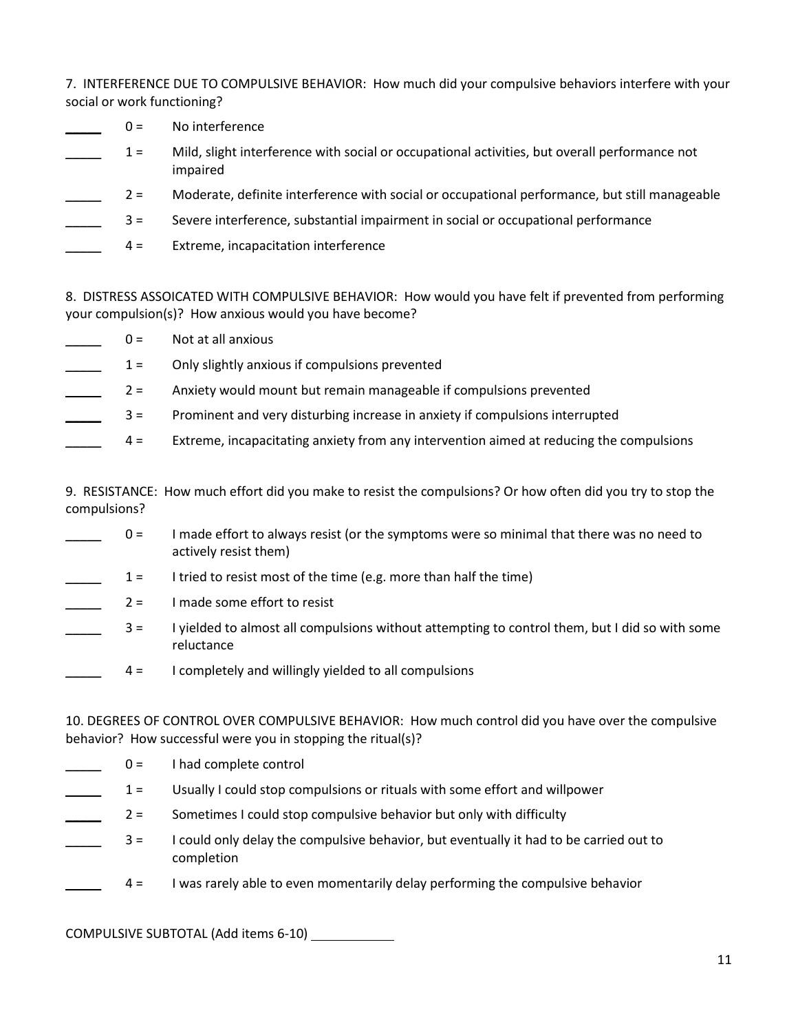7. INTERFERENCE DUE TO COMPULSIVE BEHAVIOR: How much did your compulsive behaviors interfere with your social or work functioning?

_____ 0 = No interference

_____ 1 = Mild, slight interference with social or occupational activities, but overall performance not impaired

_____ 2 = Moderate, definite interference with social or occupational performance, but still manageable

_____ 3 = Severe interference, substantial impairment in social or occupational performance

_____ 4 = Extreme, incapacitation interference

8. DISTRESS ASSOICATED WITH COMPULSIVE BEHAVIOR: How would you have felt if prevented from performing your compulsion(s)? How anxious would you have become?

_____ 0 = Not at all anxious

_____ 1 = Only slightly anxious if compulsions prevented

_____ 2 = Anxiety would mount but remain manageable if compulsions prevented

_____ 3 = Prominent and very disturbing increase in anxiety if compulsions interrupted

_____ 4 = Extreme, incapacitating anxiety from any intervention aimed at reducing the compulsions

9. RESISTANCE: How much effort did you make to resist the compulsions? Or how often did you try to stop the compulsions?

_____ 0 = I made effort to always resist (or the symptoms were so minimal that there was no need to actively resist them)

_____ 1 = I tried to resist most of the time (e.g. more than half the time)

_____ 2 = I made some effort to resist

_____ 3 = I yielded to almost all compulsions without attempting to control them, but I did so with some reluctance

_____ 4 = I completely and willingly yielded to all compulsions

10. DEGREES OF CONTROL OVER COMPULSIVE BEHAVIOR: How much control did you have over the compulsive behavior? How successful were you in stopping the ritual(s)?

_____ 0 = I had complete control

_____ 1 = Usually I could stop compulsions or rituals with some effort and willpower

_____ 2 = Sometimes I could stop compulsive behavior but only with difficulty

_____ 3 = I could only delay the compulsive behavior, but eventually it had to be carried out to completion

_____ 4 = I was rarely able to even momentarily delay performing the compulsive behavior

COMPULSIVE SUBTOTAL (Add items 6-10) ___________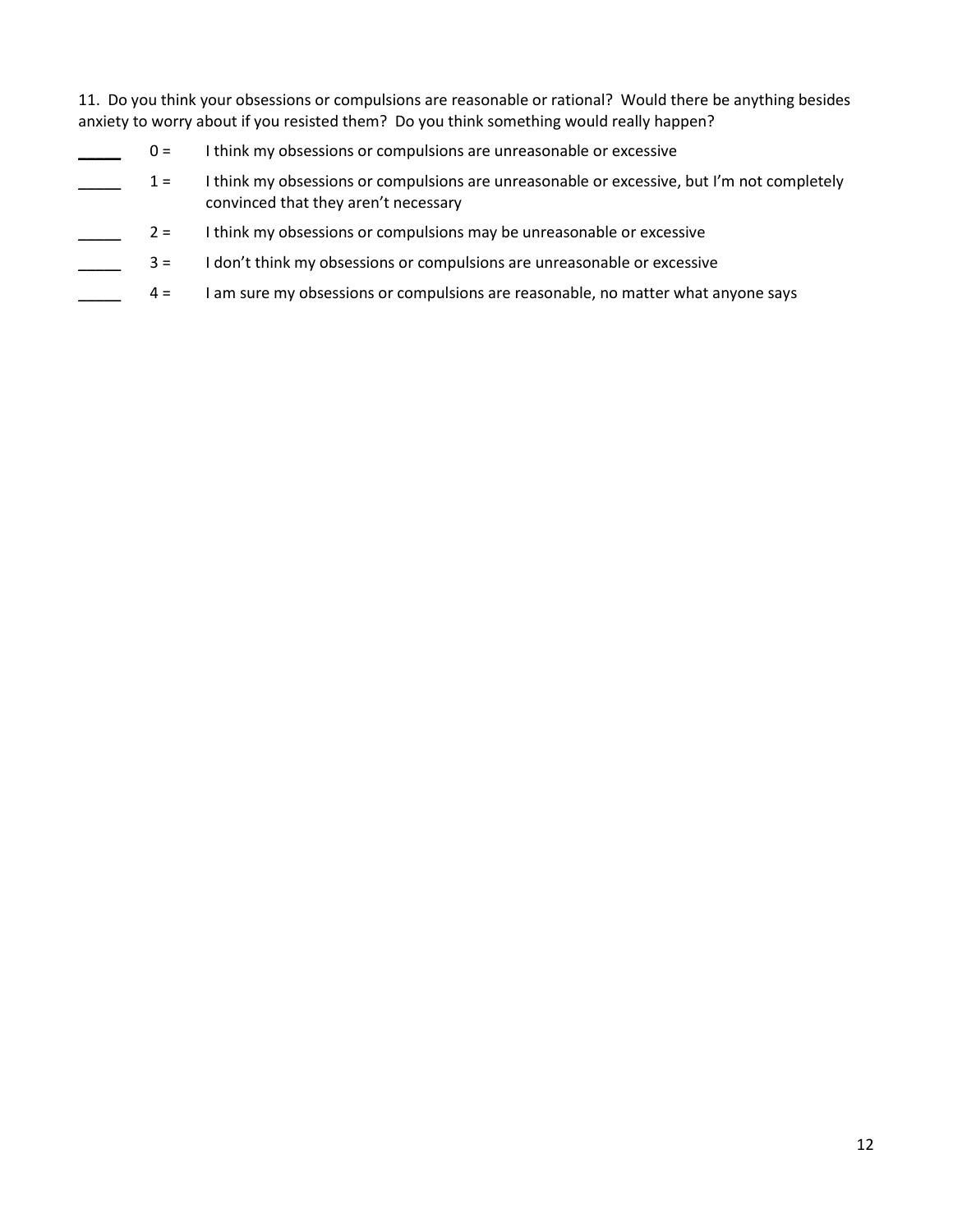11. Do you think your obsessions or compulsions are reasonable or rational? Would there be anything besides anxiety to worry about if you resisted them? Do you think something would really happen?

_____ 0 = I think my obsessions or compulsions are unreasonable or excessive

_____ 1 = I think my obsessions or compulsions are unreasonable or excessive, but I'm not completely convinced that they aren't necessary

_____ 2 = I think my obsessions or compulsions may be unreasonable or excessive

_____ 3 = I don't think my obsessions or compulsions are unreasonable or excessive

_____ 4 = I am sure my obsessions or compulsions are reasonable, no matter what anyone says